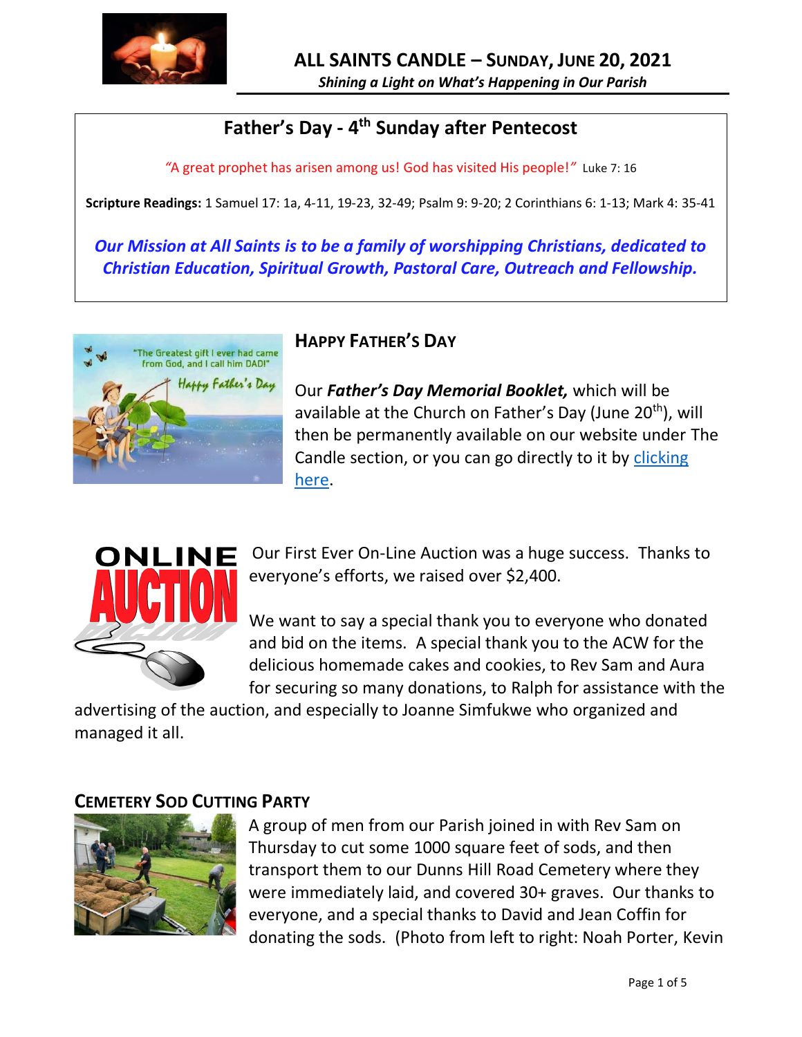# ALL SAINTS CANDLE – SUNDAY, JUNE 20, 2021

*Shining a Light on What's Happening in Our Parish*

## Father's Day - 4th Sunday after Pentecost

*"A great prophet has arisen among us! God has visited His people!"* Luke 7: 16

**Scripture Readings:** 1 Samuel 17: 1a, 4-11, 19-23, 32-49; Psalm 9: 9-20; 2 Corinthians 6: 1-13; Mark 4: 35-41

***Our Mission at All Saints is to be a family of worshipping Christians, dedicated to Christian Education, Spiritual Growth, Pastoral Care, Outreach and Fellowship.***

## HAPPY FATHER'S DAY

Our ***Father's Day Memorial Booklet,*** which will be available at the Church on Father's Day (June 20th), will then be permanently available on our website under The Candle section, or you can go directly to it by clicking here.

Our First Ever On-Line Auction was a huge success. Thanks to everyone's efforts, we raised over $2,400.

We want to say a special thank you to everyone who donated and bid on the items. A special thank you to the ACW for the delicious homemade cakes and cookies, to Rev Sam and Aura for securing so many donations, to Ralph for assistance with the advertising of the auction, and especially to Joanne Simfukwe who organized and managed it all.

## CEMETERY SOD CUTTING PARTY

A group of men from our Parish joined in with Rev Sam on Thursday to cut some 1000 square feet of sods, and then transport them to our Dunns Hill Road Cemetery where they were immediately laid, and covered 30+ graves. Our thanks to everyone, and a special thanks to David and Jean Coffin for donating the sods. (Photo from left to right: Noah Porter, Kevin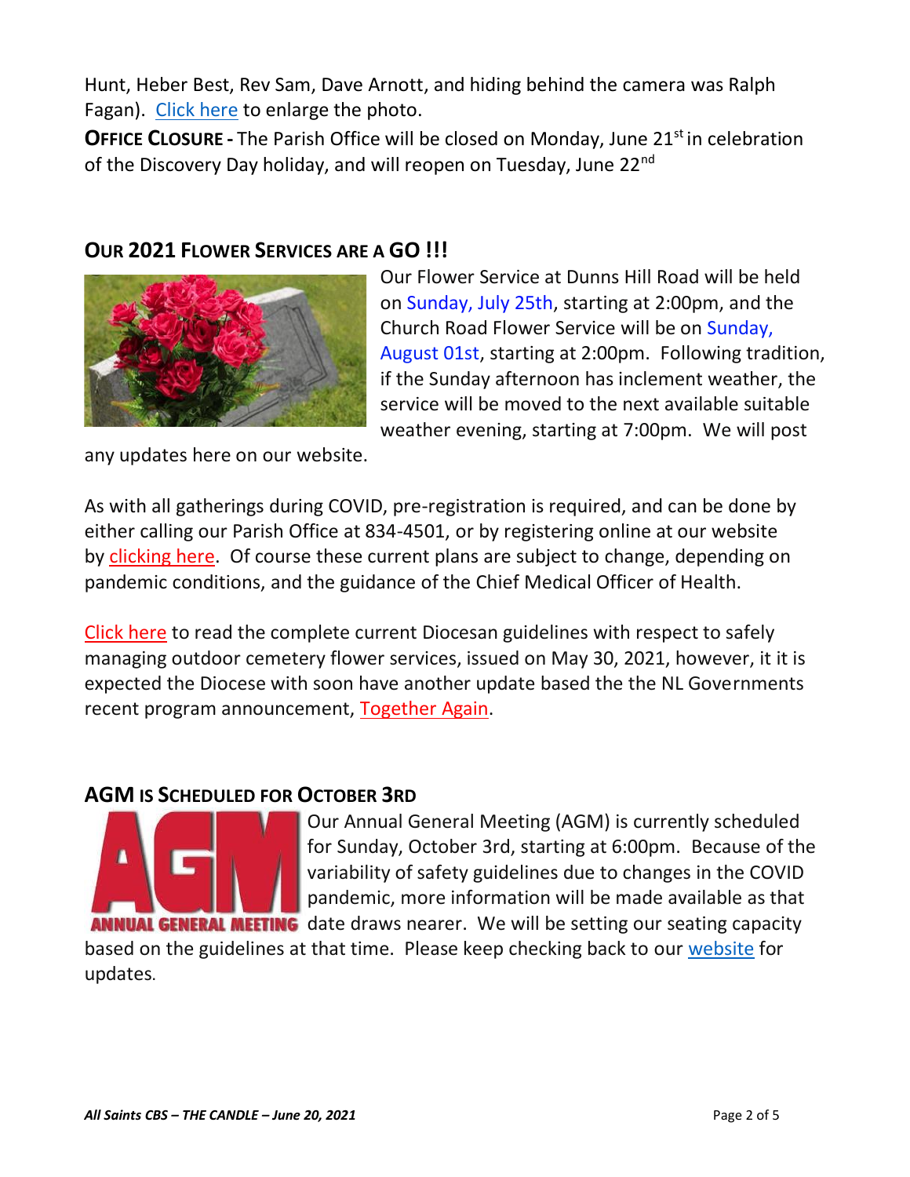Hunt, Heber Best, Rev Sam, Dave Arnott, and hiding behind the camera was Ralph Fagan). Click here to enlarge the photo.

**OFFICE CLOSURE -** The Parish Office will be closed on Monday, June 21st in celebration of the Discovery Day holiday, and will reopen on Tuesday, June 22nd

## OUR 2021 FLOWER SERVICES ARE A GO !!!

Our Flower Service at Dunns Hill Road will be held on Sunday, July 25th, starting at 2:00pm, and the Church Road Flower Service will be on Sunday, August 01st, starting at 2:00pm. Following tradition, if the Sunday afternoon has inclement weather, the service will be moved to the next available suitable weather evening, starting at 7:00pm. We will post any updates here on our website.

As with all gatherings during COVID, pre-registration is required, and can be done by either calling our Parish Office at 834-4501, or by registering online at our website by clicking here. Of course these current plans are subject to change, depending on pandemic conditions, and the guidance of the Chief Medical Officer of Health.

Click here to read the complete current Diocesan guidelines with respect to safely managing outdoor cemetery flower services, issued on May 30, 2021, however, it it is expected the Diocese with soon have another update based the the NL Governments recent program announcement, Together Again.

## AGM IS SCHEDULED FOR OCTOBER 3RD

Our Annual General Meeting (AGM) is currently scheduled for Sunday, October 3rd, starting at 6:00pm. Because of the variability of safety guidelines due to changes in the COVID pandemic, more information will be made available as that date draws nearer. We will be setting our seating capacity based on the guidelines at that time. Please keep checking back to our website for updates.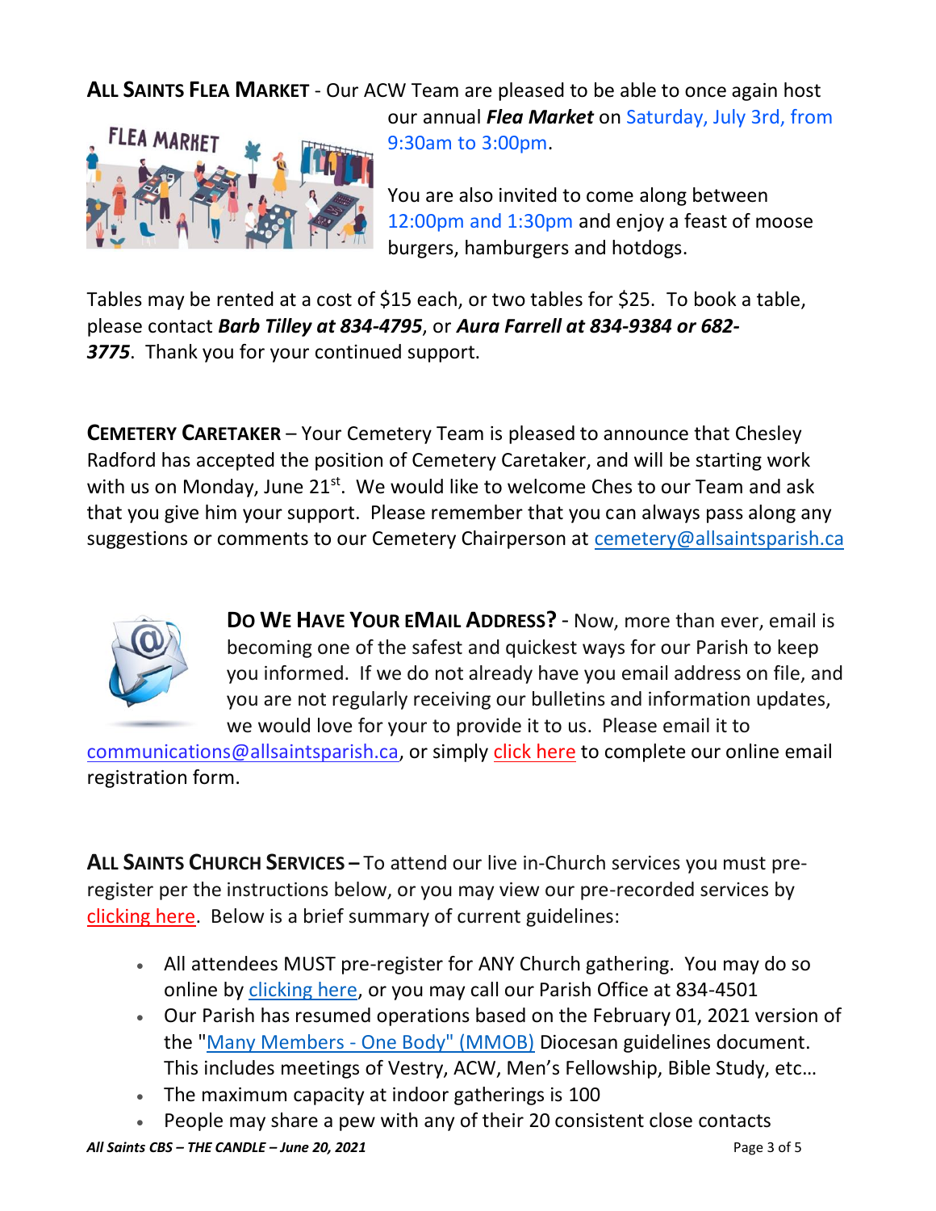**ALL SAINTS FLEA MARKET** - Our ACW Team are pleased to be able to once again host our annual ***Flea Market*** on Saturday, July 3rd, from 9:30am to 3:00pm.

You are also invited to come along between 12:00pm and 1:30pm and enjoy a feast of moose burgers, hamburgers and hotdogs.

Tables may be rented at a cost of $15 each, or two tables for $25. To book a table, please contact ***Barb Tilley at 834-4795***, or ***Aura Farrell at 834-9384 or 682-3775***. Thank you for your continued support.

**CEMETERY CARETAKER** – Your Cemetery Team is pleased to announce that Chesley Radford has accepted the position of Cemetery Caretaker, and will be starting work with us on Monday, June 21st. We would like to welcome Ches to our Team and ask that you give him your support. Please remember that you can always pass along any suggestions or comments to our Cemetery Chairperson at cemetery@allsaintsparish.ca

**DO WE HAVE YOUR EMAIL ADDRESS?** - Now, more than ever, email is becoming one of the safest and quickest ways for our Parish to keep you informed. If we do not already have you email address on file, and you are not regularly receiving our bulletins and information updates, we would love for your to provide it to us. Please email it to communications@allsaintsparish.ca, or simply click here to complete our online email registration form.

**ALL SAINTS CHURCH SERVICES –** To attend our live in-Church services you must pre-register per the instructions below, or you may view our pre-recorded services by clicking here. Below is a brief summary of current guidelines:

- All attendees MUST pre-register for ANY Church gathering. You may do so online by clicking here, or you may call our Parish Office at 834-4501
- Our Parish has resumed operations based on the February 01, 2021 version of the "Many Members - One Body" (MMOB) Diocesan guidelines document. This includes meetings of Vestry, ACW, Men's Fellowship, Bible Study, etc…
- The maximum capacity at indoor gatherings is 100
- People may share a pew with any of their 20 consistent close contacts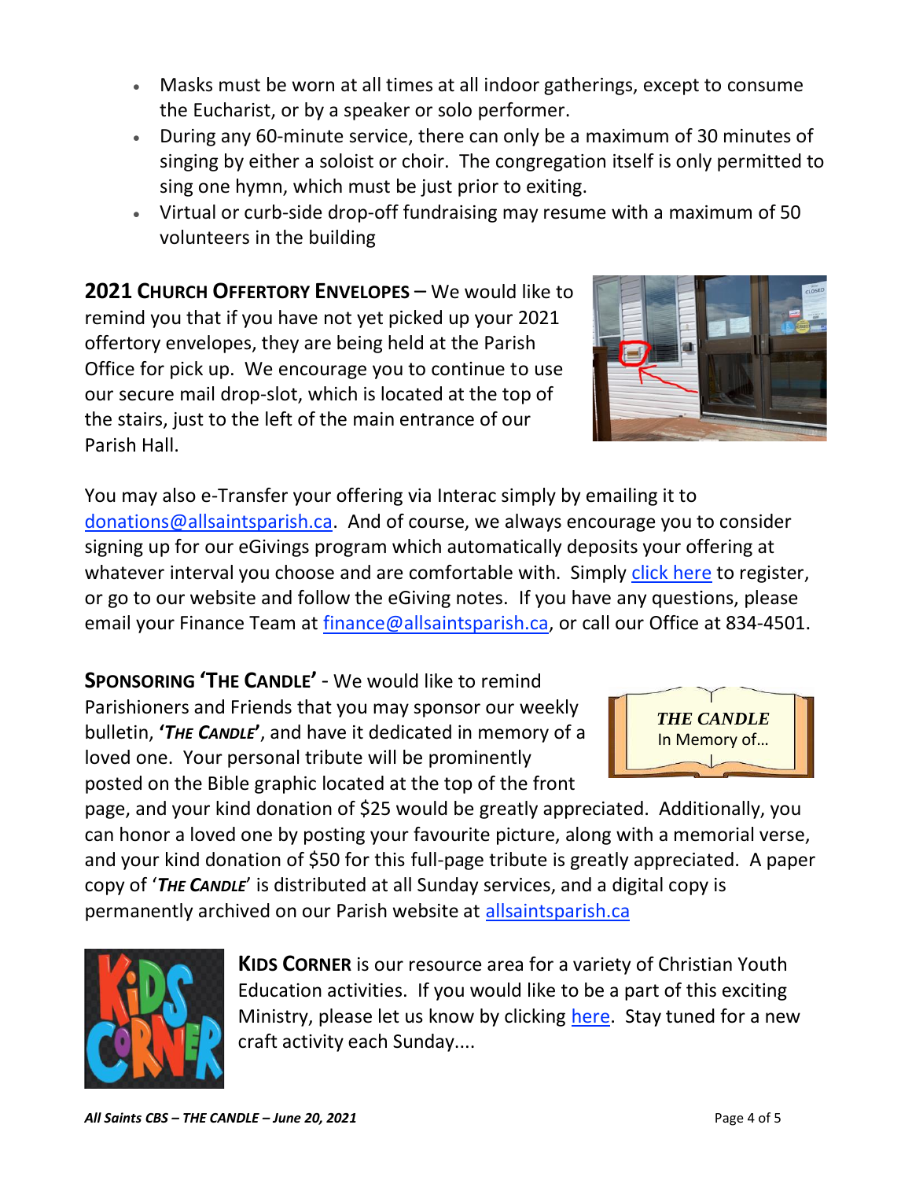- Masks must be worn at all times at all indoor gatherings, except to consume the Eucharist, or by a speaker or solo performer.
- During any 60-minute service, there can only be a maximum of 30 minutes of singing by either a soloist or choir. The congregation itself is only permitted to sing one hymn, which must be just prior to exiting.
- Virtual or curb-side drop-off fundraising may resume with a maximum of 50 volunteers in the building

**2021 CHURCH OFFERTORY ENVELOPES** – We would like to remind you that if you have not yet picked up your 2021 offertory envelopes, they are being held at the Parish Office for pick up. We encourage you to continue to use our secure mail drop-slot, which is located at the top of the stairs, just to the left of the main entrance of our Parish Hall.

You may also e-Transfer your offering via Interac simply by emailing it to donations@allsaintsparish.ca. And of course, we always encourage you to consider signing up for our eGivings program which automatically deposits your offering at whatever interval you choose and are comfortable with. Simply click here to register, or go to our website and follow the eGiving notes. If you have any questions, please email your Finance Team at finance@allsaintsparish.ca, or call our Office at 834-4501.

**SPONSORING 'THE CANDLE'** - We would like to remind Parishioners and Friends that you may sponsor our weekly bulletin, ***'THE CANDLE'***, and have it dedicated in memory of a loved one. Your personal tribute will be prominently posted on the Bible graphic located at the top of the front page, and your kind donation of $25 would be greatly appreciated. Additionally, you can honor a loved one by posting your favourite picture, along with a memorial verse, and your kind donation of $50 for this full-page tribute is greatly appreciated. A paper copy of '***THE CANDLE***' is distributed at all Sunday services, and a digital copy is permanently archived on our Parish website at allsaintsparish.ca

**KIDS CORNER** is our resource area for a variety of Christian Youth Education activities. If you would like to be a part of this exciting Ministry, please let us know by clicking here. Stay tuned for a new craft activity each Sunday....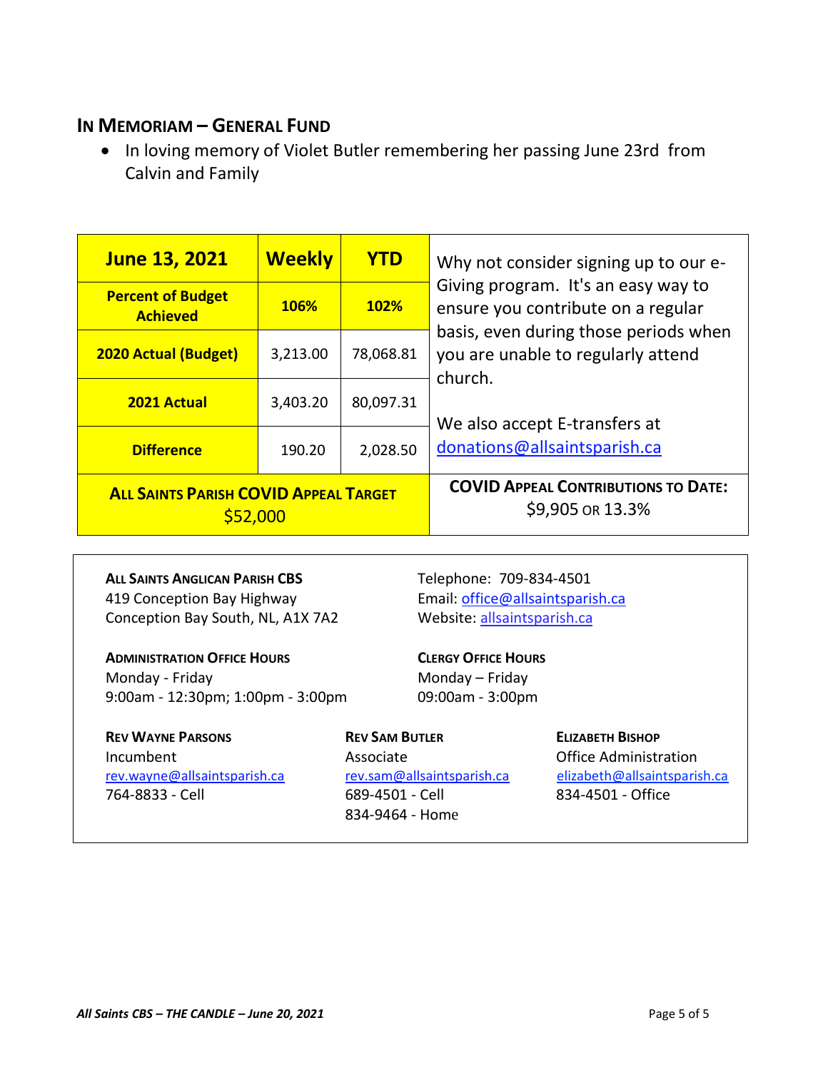## In Memoriam – General Fund

- In loving memory of Violet Butler remembering her passing June 23rd from Calvin and Family

| June 13, 2021 | Weekly | YTD |
|---|---|---|
| Percent of Budget Achieved | 106% | 102% |
| 2020 Actual (Budget) | 3,213.00 | 78,068.81 |
| 2021 Actual | 3,403.20 | 80,097.31 |
| Difference | 190.20 | 2,028.50 |

Why not consider signing up to our e-Giving program. It's an easy way to ensure you contribute on a regular basis, even during those periods when you are unable to regularly attend church.

We also accept E-transfers at donations@allsaintsparish.ca

**All Saints Parish COVID Appeal Target** $52,000

**COVID Appeal Contributions to Date:** $9,905 or 13.3%

**All Saints Anglican Parish CBS**
419 Conception Bay Highway
Conception Bay South, NL, A1X 7A2

Telephone: 709-834-4501
Email: office@allsaintsparish.ca
Website: allsaintsparish.ca

**Administration Office Hours**
Monday - Friday
9:00am - 12:30pm; 1:00pm - 3:00pm

**Clergy Office Hours**
Monday – Friday
09:00am - 3:00pm

**Rev Wayne Parsons**
Incumbent
rev.wayne@allsaintsparish.ca
764-8833 - Cell

**Rev Sam Butler**
Associate
rev.sam@allsaintsparish.ca
689-4501 - Cell
834-9464 - Home

**Elizabeth Bishop**
Office Administration
elizabeth@allsaintsparish.ca
834-4501 - Office